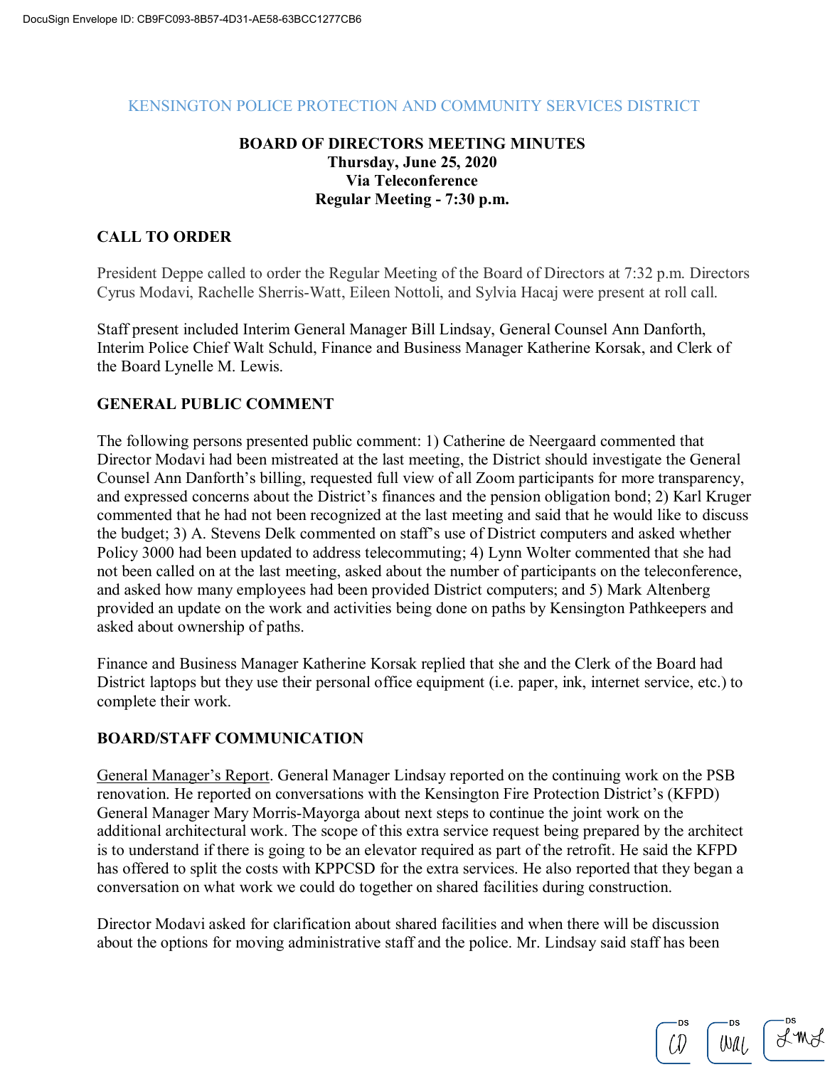KENSINGTON POLICE PROTECTION AND COMMUNITY SERVICES DISTRICT

**BOARD OF DIRECTORS MEETING MINUTES**
**Thursday, June 25, 2020**
**Via Teleconference**
**Regular Meeting - 7:30 p.m.**

## CALL TO ORDER

President Deppe called to order the Regular Meeting of the Board of Directors at 7:32 p.m. Directors Cyrus Modavi, Rachelle Sherris-Watt, Eileen Nottoli, and Sylvia Hacaj were present at roll call.

Staff present included Interim General Manager Bill Lindsay, General Counsel Ann Danforth, Interim Police Chief Walt Schuld, Finance and Business Manager Katherine Korsak, and Clerk of the Board Lynelle M. Lewis.

## GENERAL PUBLIC COMMENT

The following persons presented public comment: 1) Catherine de Neergaard commented that Director Modavi had been mistreated at the last meeting, the District should investigate the General Counsel Ann Danforth's billing, requested full view of all Zoom participants for more transparency, and expressed concerns about the District's finances and the pension obligation bond; 2) Karl Kruger commented that he had not been recognized at the last meeting and said that he would like to discuss the budget; 3) A. Stevens Delk commented on staff's use of District computers and asked whether Policy 3000 had been updated to address telecommuting; 4) Lynn Wolter commented that she had not been called on at the last meeting, asked about the number of participants on the teleconference, and asked how many employees had been provided District computers; and 5) Mark Altenberg provided an update on the work and activities being done on paths by Kensington Pathkeepers and asked about ownership of paths.

Finance and Business Manager Katherine Korsak replied that she and the Clerk of the Board had District laptops but they use their personal office equipment (i.e. paper, ink, internet service, etc.) to complete their work.

## BOARD/STAFF COMMUNICATION

General Manager's Report. General Manager Lindsay reported on the continuing work on the PSB renovation. He reported on conversations with the Kensington Fire Protection District's (KFPD) General Manager Mary Morris-Mayorga about next steps to continue the joint work on the additional architectural work. The scope of this extra service request being prepared by the architect is to understand if there is going to be an elevator required as part of the retrofit. He said the KFPD has offered to split the costs with KPPCSD for the extra services. He also reported that they began a conversation on what work we could do together on shared facilities during construction.

Director Modavi asked for clarification about shared facilities and when there will be discussion about the options for moving administrative staff and the police. Mr. Lindsay said staff has been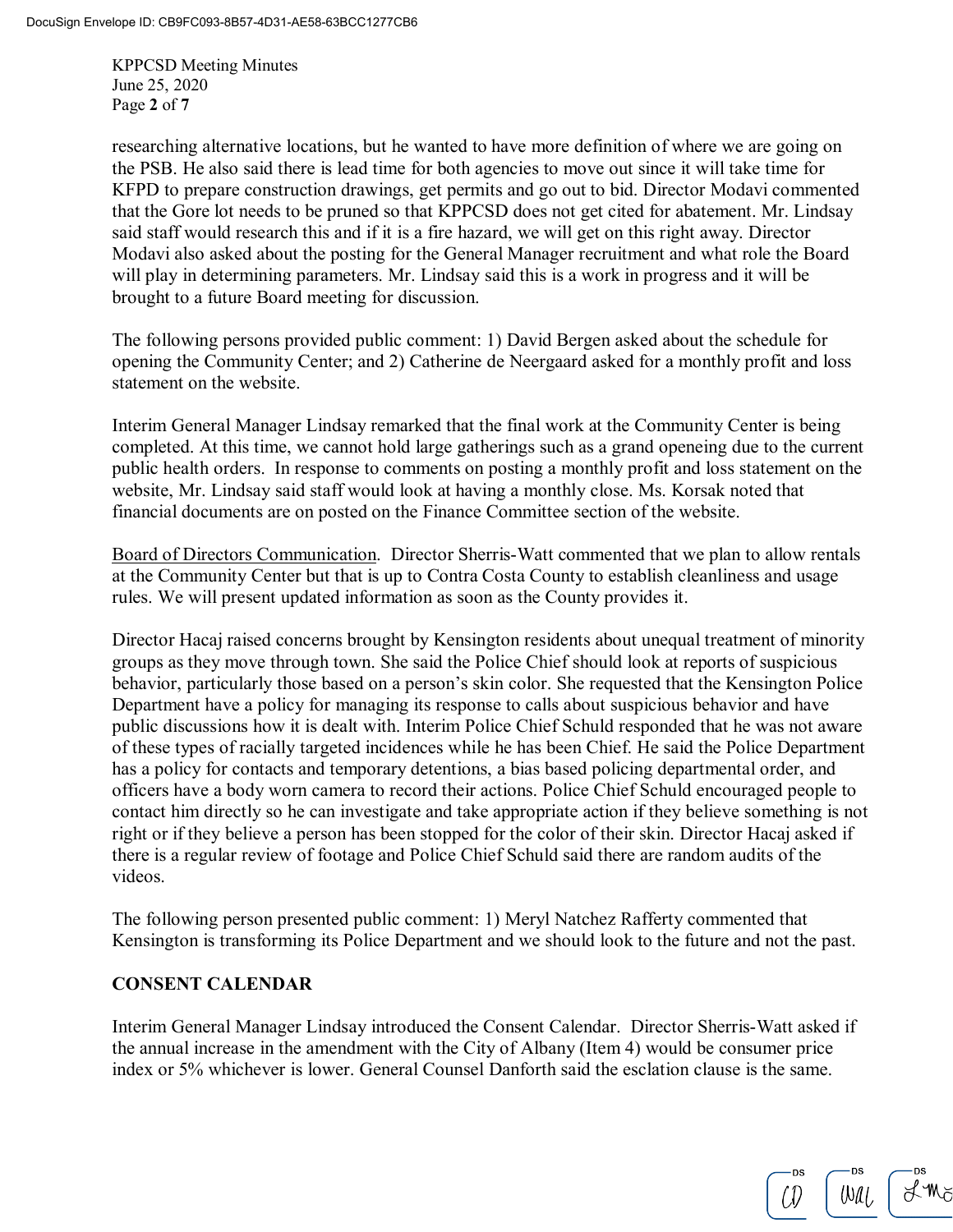researching alternative locations, but he wanted to have more definition of where we are going on the PSB. He also said there is lead time for both agencies to move out since it will take time for KFPD to prepare construction drawings, get permits and go out to bid. Director Modavi commented that the Gore lot needs to be pruned so that KPPCSD does not get cited for abatement. Mr. Lindsay said staff would research this and if it is a fire hazard, we will get on this right away. Director Modavi also asked about the posting for the General Manager recruitment and what role the Board will play in determining parameters. Mr. Lindsay said this is a work in progress and it will be brought to a future Board meeting for discussion.

The following persons provided public comment: 1) David Bergen asked about the schedule for opening the Community Center; and 2) Catherine de Neergaard asked for a monthly profit and loss statement on the website.

Interim General Manager Lindsay remarked that the final work at the Community Center is being completed. At this time, we cannot hold large gatherings such as a grand openeing due to the current public health orders. In response to comments on posting a monthly profit and loss statement on the website, Mr. Lindsay said staff would look at having a monthly close. Ms. Korsak noted that financial documents are on posted on the Finance Committee section of the website.

Board of Directors Communication. Director Sherris-Watt commented that we plan to allow rentals at the Community Center but that is up to Contra Costa County to establish cleanliness and usage rules. We will present updated information as soon as the County provides it.

Director Hacaj raised concerns brought by Kensington residents about unequal treatment of minority groups as they move through town. She said the Police Chief should look at reports of suspicious behavior, particularly those based on a person's skin color. She requested that the Kensington Police Department have a policy for managing its response to calls about suspicious behavior and have public discussions how it is dealt with. Interim Police Chief Schuld responded that he was not aware of these types of racially targeted incidences while he has been Chief. He said the Police Department has a policy for contacts and temporary detentions, a bias based policing departmental order, and officers have a body worn camera to record their actions. Police Chief Schuld encouraged people to contact him directly so he can investigate and take appropriate action if they believe something is not right or if they believe a person has been stopped for the color of their skin. Director Hacaj asked if there is a regular review of footage and Police Chief Schuld said there are random audits of the videos.

The following person presented public comment: 1) Meryl Natchez Rafferty commented that Kensington is transforming its Police Department and we should look to the future and not the past.

## CONSENT CALENDAR

Interim General Manager Lindsay introduced the Consent Calendar. Director Sherris-Watt asked if the annual increase in the amendment with the City of Albany (Item 4) would be consumer price index or 5% whichever is lower. General Counsel Danforth said the esclation clause is the same.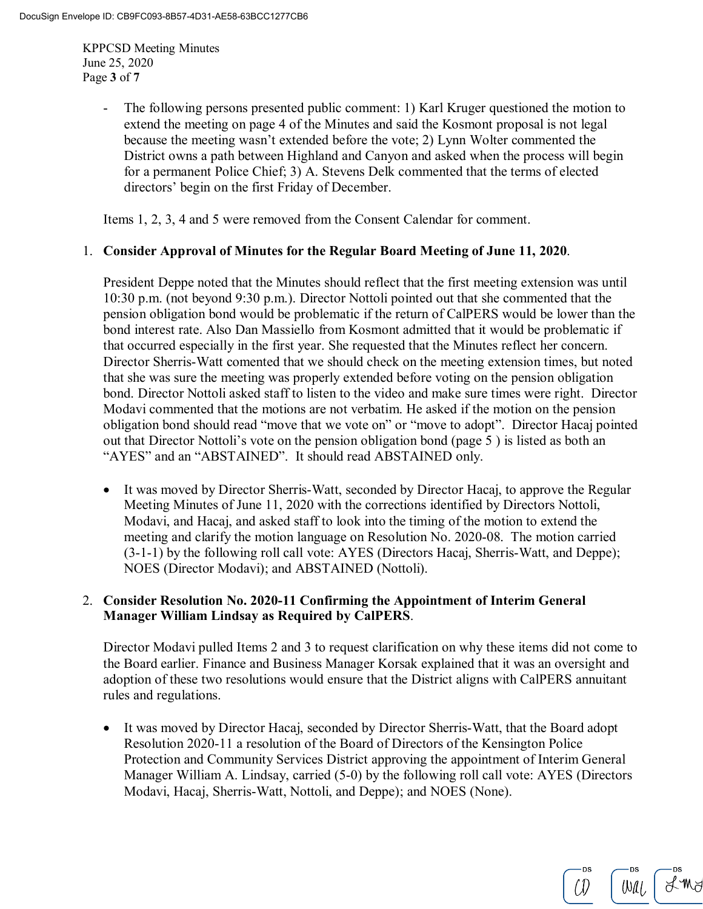- The following persons presented public comment: 1) Karl Kruger questioned the motion to extend the meeting on page 4 of the Minutes and said the Kosmont proposal is not legal because the meeting wasn't extended before the vote; 2) Lynn Wolter commented the District owns a path between Highland and Canyon and asked when the process will begin for a permanent Police Chief; 3) A. Stevens Delk commented that the terms of elected directors' begin on the first Friday of December.

Items 1, 2, 3, 4 and 5 were removed from the Consent Calendar for comment.

1. **Consider Approval of Minutes for the Regular Board Meeting of June 11, 2020**.

   President Deppe noted that the Minutes should reflect that the first meeting extension was until 10:30 p.m. (not beyond 9:30 p.m.). Director Nottoli pointed out that she commented that the pension obligation bond would be problematic if the return of CalPERS would be lower than the bond interest rate. Also Dan Massiello from Kosmont admitted that it would be problematic if that occurred especially in the first year. She requested that the Minutes reflect her concern. Director Sherris-Watt comented that we should check on the meeting extension times, but noted that she was sure the meeting was properly extended before voting on the pension obligation bond. Director Nottoli asked staff to listen to the video and make sure times were right. Director Modavi commented that the motions are not verbatim. He asked if the motion on the pension obligation bond should read "move that we vote on" or "move to adopt". Director Hacaj pointed out that Director Nottoli's vote on the pension obligation bond (page 5 ) is listed as both an "AYES" and an "ABSTAINED". It should read ABSTAINED only.

   - It was moved by Director Sherris-Watt, seconded by Director Hacaj, to approve the Regular Meeting Minutes of June 11, 2020 with the corrections identified by Directors Nottoli, Modavi, and Hacaj, and asked staff to look into the timing of the motion to extend the meeting and clarify the motion language on Resolution No. 2020-08. The motion carried (3-1-1) by the following roll call vote: AYES (Directors Hacaj, Sherris-Watt, and Deppe); NOES (Director Modavi); and ABSTAINED (Nottoli).

2. **Consider Resolution No. 2020-11 Confirming the Appointment of Interim General Manager William Lindsay as Required by CalPERS**.

   Director Modavi pulled Items 2 and 3 to request clarification on why these items did not come to the Board earlier. Finance and Business Manager Korsak explained that it was an oversight and adoption of these two resolutions would ensure that the District aligns with CalPERS annuitant rules and regulations.

   - It was moved by Director Hacaj, seconded by Director Sherris-Watt, that the Board adopt Resolution 2020-11 a resolution of the Board of Directors of the Kensington Police Protection and Community Services District approving the appointment of Interim General Manager William A. Lindsay, carried (5-0) by the following roll call vote: AYES (Directors Modavi, Hacaj, Sherris-Watt, Nottoli, and Deppe); and NOES (None).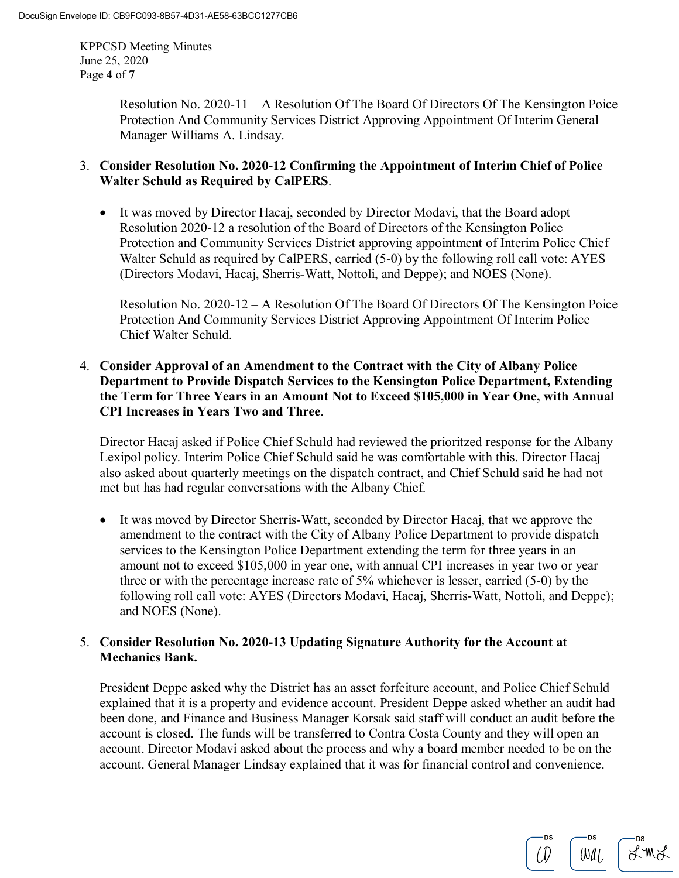Resolution No. 2020-11 – A Resolution Of The Board Of Directors Of The Kensington Poice Protection And Community Services District Approving Appointment Of Interim General Manager Williams A. Lindsay.

3. **Consider Resolution No. 2020-12 Confirming the Appointment of Interim Chief of Police Walter Schuld as Required by CalPERS**.

   - It was moved by Director Hacaj, seconded by Director Modavi, that the Board adopt Resolution 2020-12 a resolution of the Board of Directors of the Kensington Police Protection and Community Services District approving appointment of Interim Police Chief Walter Schuld as required by CalPERS, carried (5-0) by the following roll call vote: AYES (Directors Modavi, Hacaj, Sherris-Watt, Nottoli, and Deppe); and NOES (None).

     Resolution No. 2020-12 – A Resolution Of The Board Of Directors Of The Kensington Poice Protection And Community Services District Approving Appointment Of Interim Police Chief Walter Schuld.

4. **Consider Approval of an Amendment to the Contract with the City of Albany Police Department to Provide Dispatch Services to the Kensington Police Department, Extending the Term for Three Years in an Amount Not to Exceed $105,000 in Year One, with Annual CPI Increases in Years Two and Three**.

   Director Hacaj asked if Police Chief Schuld had reviewed the prioritzed response for the Albany Lexipol policy. Interim Police Chief Schuld said he was comfortable with this. Director Hacaj also asked about quarterly meetings on the dispatch contract, and Chief Schuld said he had not met but has had regular conversations with the Albany Chief.

   - It was moved by Director Sherris-Watt, seconded by Director Hacaj, that we approve the amendment to the contract with the City of Albany Police Department to provide dispatch services to the Kensington Police Department extending the term for three years in an amount not to exceed $105,000 in year one, with annual CPI increases in year two or year three or with the percentage increase rate of 5% whichever is lesser, carried (5-0) by the following roll call vote: AYES (Directors Modavi, Hacaj, Sherris-Watt, Nottoli, and Deppe); and NOES (None).

5. **Consider Resolution No. 2020-13 Updating Signature Authority for the Account at Mechanics Bank.**

   President Deppe asked why the District has an asset forfeiture account, and Police Chief Schuld explained that it is a property and evidence account. President Deppe asked whether an audit had been done, and Finance and Business Manager Korsak said staff will conduct an audit before the account is closed. The funds will be transferred to Contra Costa County and they will open an account. Director Modavi asked about the process and why a board member needed to be on the account. General Manager Lindsay explained that it was for financial control and convenience.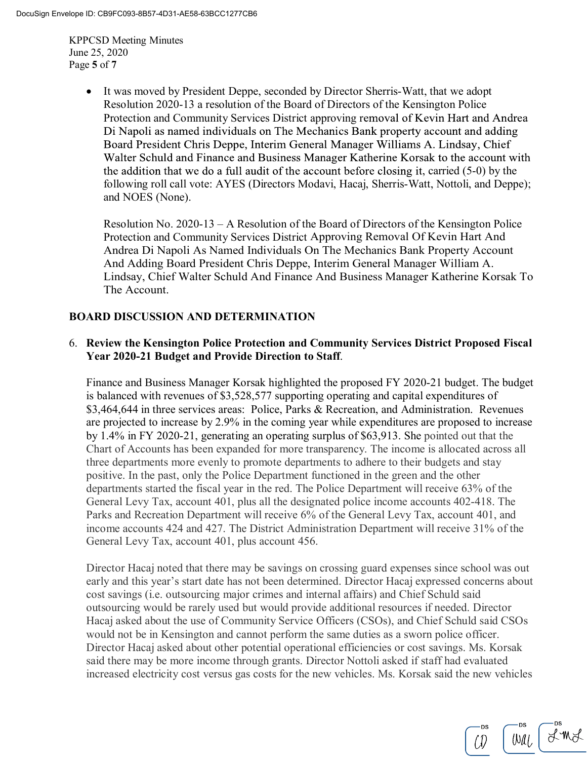- It was moved by President Deppe, seconded by Director Sherris-Watt, that we adopt Resolution 2020-13 a resolution of the Board of Directors of the Kensington Police Protection and Community Services District approving removal of Kevin Hart and Andrea Di Napoli as named individuals on The Mechanics Bank property account and adding Board President Chris Deppe, Interim General Manager Williams A. Lindsay, Chief Walter Schuld and Finance and Business Manager Katherine Korsak to the account with the addition that we do a full audit of the account before closing it, carried (5-0) by the following roll call vote: AYES (Directors Modavi, Hacaj, Sherris-Watt, Nottoli, and Deppe); and NOES (None).

  Resolution No. 2020-13 – A Resolution of the Board of Directors of the Kensington Police Protection and Community Services District Approving Removal Of Kevin Hart And Andrea Di Napoli As Named Individuals On The Mechanics Bank Property Account And Adding Board President Chris Deppe, Interim General Manager William A. Lindsay, Chief Walter Schuld And Finance And Business Manager Katherine Korsak To The Account.

## BOARD DISCUSSION AND DETERMINATION

6. **Review the Kensington Police Protection and Community Services District Proposed Fiscal Year 2020-21 Budget and Provide Direction to Staff**.

   Finance and Business Manager Korsak highlighted the proposed FY 2020-21 budget. The budget is balanced with revenues of $3,528,577 supporting operating and capital expenditures of $3,464,644 in three services areas: Police, Parks & Recreation, and Administration. Revenues are projected to increase by 2.9% in the coming year while expenditures are proposed to increase by 1.4% in FY 2020-21, generating an operating surplus of $63,913. She pointed out that the Chart of Accounts has been expanded for more transparency. The income is allocated across all three departments more evenly to promote departments to adhere to their budgets and stay positive. In the past, only the Police Department functioned in the green and the other departments started the fiscal year in the red. The Police Department will receive 63% of the General Levy Tax, account 401, plus all the designated police income accounts 402-418. The Parks and Recreation Department will receive 6% of the General Levy Tax, account 401, and income accounts 424 and 427. The District Administration Department will receive 31% of the General Levy Tax, account 401, plus account 456.

   Director Hacaj noted that there may be savings on crossing guard expenses since school was out early and this year's start date has not been determined. Director Hacaj expressed concerns about cost savings (i.e. outsourcing major crimes and internal affairs) and Chief Schuld said outsourcing would be rarely used but would provide additional resources if needed. Director Hacaj asked about the use of Community Service Officers (CSOs), and Chief Schuld said CSOs would not be in Kensington and cannot perform the same duties as a sworn police officer. Director Hacaj asked about other potential operational efficiencies or cost savings. Ms. Korsak said there may be more income through grants. Director Nottoli asked if staff had evaluated increased electricity cost versus gas costs for the new vehicles. Ms. Korsak said the new vehicles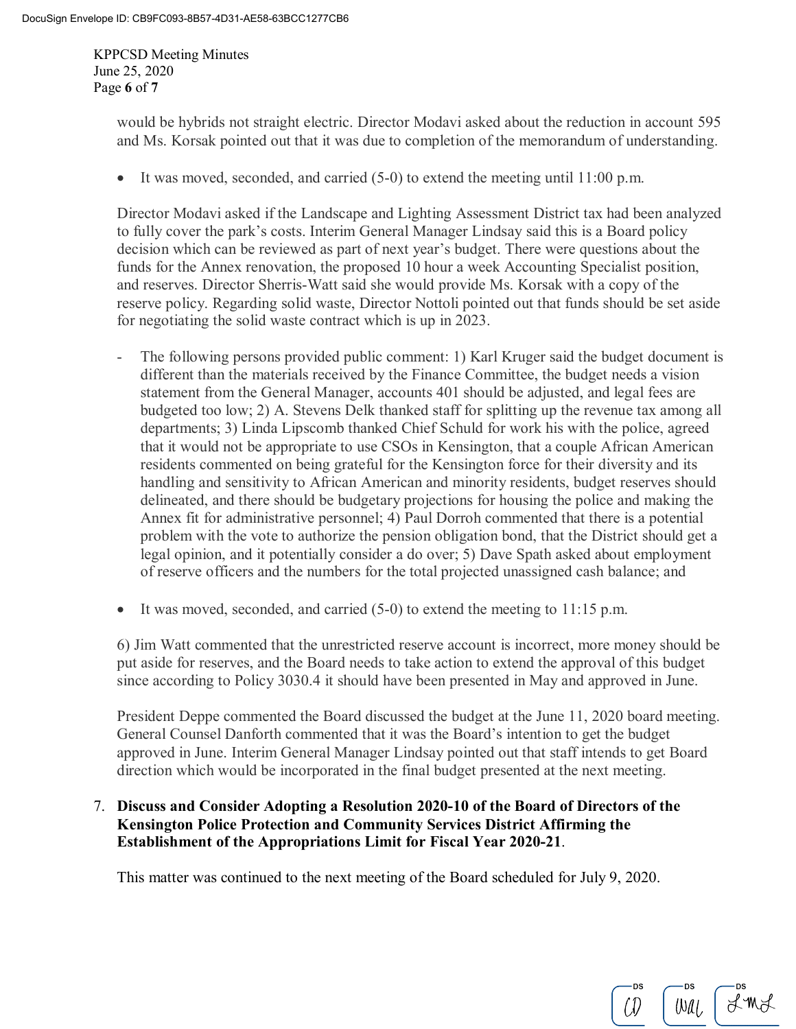would be hybrids not straight electric. Director Modavi asked about the reduction in account 595 and Ms. Korsak pointed out that it was due to completion of the memorandum of understanding.

- It was moved, seconded, and carried (5-0) to extend the meeting until 11:00 p.m.

Director Modavi asked if the Landscape and Lighting Assessment District tax had been analyzed to fully cover the park's costs. Interim General Manager Lindsay said this is a Board policy decision which can be reviewed as part of next year's budget. There were questions about the funds for the Annex renovation, the proposed 10 hour a week Accounting Specialist position, and reserves. Director Sherris-Watt said she would provide Ms. Korsak with a copy of the reserve policy. Regarding solid waste, Director Nottoli pointed out that funds should be set aside for negotiating the solid waste contract which is up in 2023.

- The following persons provided public comment: 1) Karl Kruger said the budget document is different than the materials received by the Finance Committee, the budget needs a vision statement from the General Manager, accounts 401 should be adjusted, and legal fees are budgeted too low; 2) A. Stevens Delk thanked staff for splitting up the revenue tax among all departments; 3) Linda Lipscomb thanked Chief Schuld for work his with the police, agreed that it would not be appropriate to use CSOs in Kensington, that a couple African American residents commented on being grateful for the Kensington force for their diversity and its handling and sensitivity to African American and minority residents, budget reserves should delineated, and there should be budgetary projections for housing the police and making the Annex fit for administrative personnel; 4) Paul Dorroh commented that there is a potential problem with the vote to authorize the pension obligation bond, that the District should get a legal opinion, and it potentially consider a do over; 5) Dave Spath asked about employment of reserve officers and the numbers for the total projected unassigned cash balance; and

- It was moved, seconded, and carried (5-0) to extend the meeting to 11:15 p.m.

6) Jim Watt commented that the unrestricted reserve account is incorrect, more money should be put aside for reserves, and the Board needs to take action to extend the approval of this budget since according to Policy 3030.4 it should have been presented in May and approved in June.

President Deppe commented the Board discussed the budget at the June 11, 2020 board meeting. General Counsel Danforth commented that it was the Board's intention to get the budget approved in June. Interim General Manager Lindsay pointed out that staff intends to get Board direction which would be incorporated in the final budget presented at the next meeting.

7. **Discuss and Consider Adopting a Resolution 2020-10 of the Board of Directors of the Kensington Police Protection and Community Services District Affirming the Establishment of the Appropriations Limit for Fiscal Year 2020-21**.

   This matter was continued to the next meeting of the Board scheduled for July 9, 2020.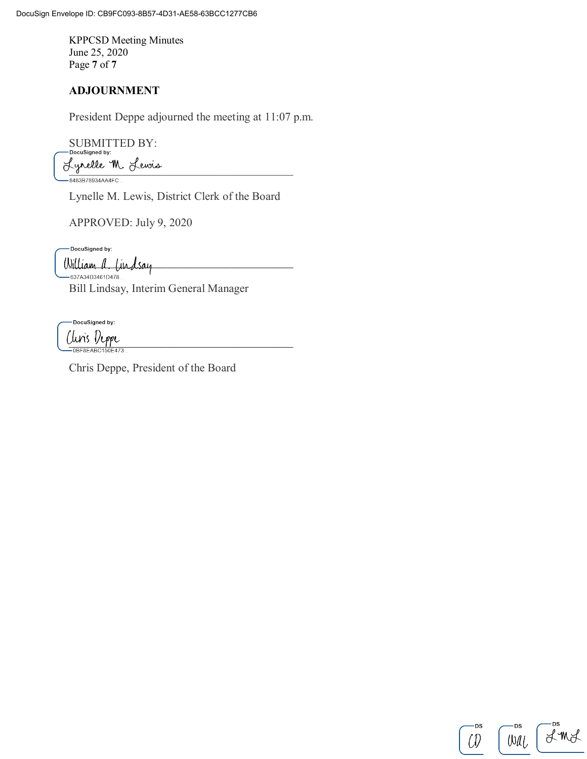## ADJOURNMENT

President Deppe adjourned the meeting at 11:07 p.m.

SUBMITTED BY:

DocuSigned by:
Lynelle M. Lewis
8483B78934AA4FC...

Lynelle M. Lewis, District Clerk of the Board

APPROVED: July 9, 2020

DocuSigned by:
William A. Lindsay
637A34D3461D478...

Bill Lindsay, Interim General Manager

DocuSigned by:
Chris Deppe
0BF8EABC150E473...

Chris Deppe, President of the Board